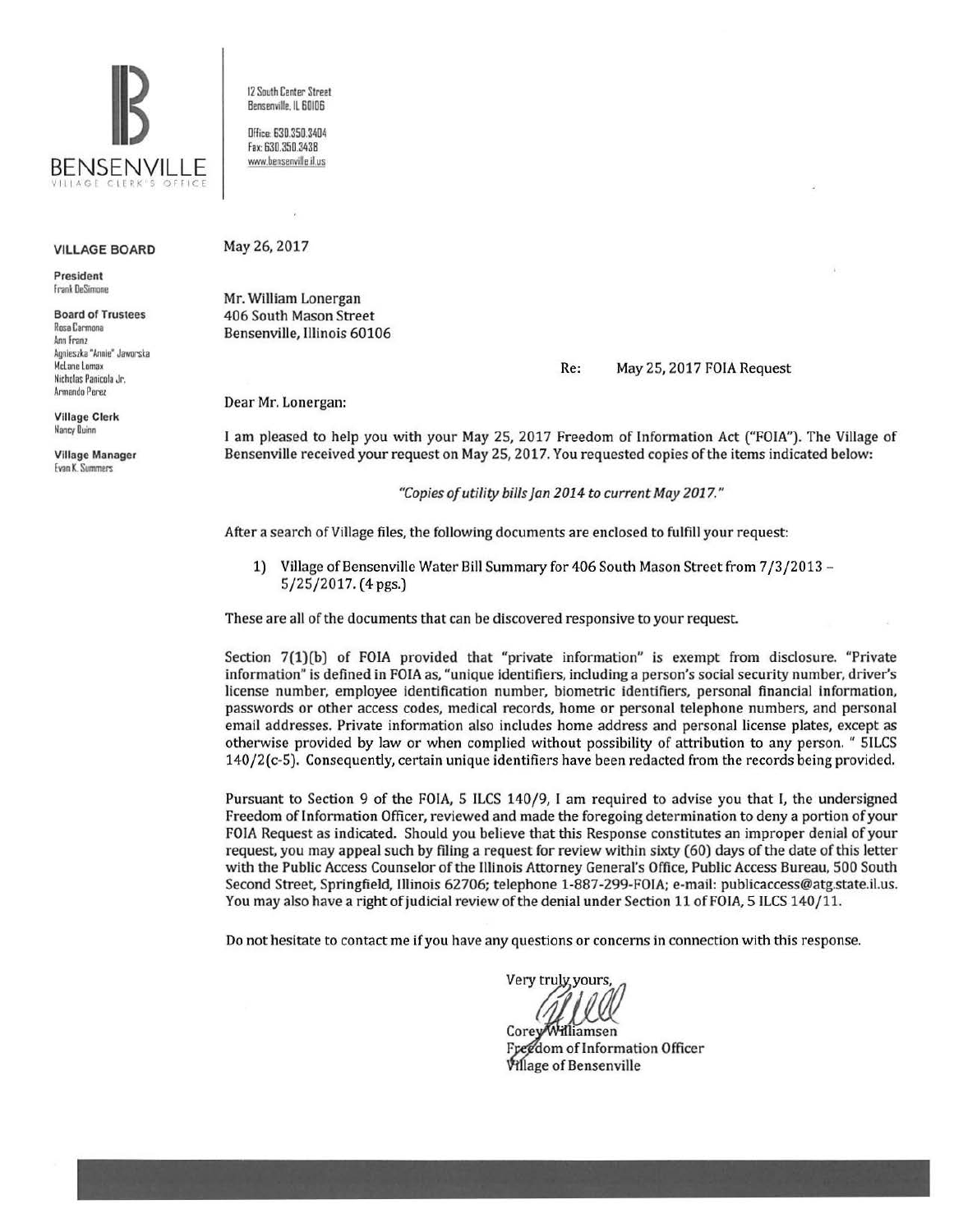BENSENVILLE
VILLAGE CLERK'S OFFICE

12 South Center Street
Bensenville, IL 60106

Office: 630.350.3404
Fax: 630.350.3438
www.bensenville.il.us

**VILLAGE BOARD**

**President**
Frank DeSimone

**Board of Trustees**
Rosa Carmona
Ann Franz
Agnieszka "Annie" Jaworska
McLane Lomax
Nicholas Panicola Jr.
Armando Perez

**Village Clerk**
Nancy Quinn

**Village Manager**
Evan K. Summers

May 26, 2017

Mr. William Lonergan
406 South Mason Street
Bensenville, Illinois 60106

Re: May 25, 2017 FOIA Request

Dear Mr. Lonergan:

I am pleased to help you with your May 25, 2017 Freedom of Information Act ("FOIA"). The Village of Bensenville received your request on May 25, 2017. You requested copies of the items indicated below:

*"Copies of utility bills Jan 2014 to current May 2017."*

After a search of Village files, the following documents are enclosed to fulfill your request:

1) Village of Bensenville Water Bill Summary for 406 South Mason Street from 7/3/2013 – 5/25/2017. (4 pgs.)

These are all of the documents that can be discovered responsive to your request.

Section 7(1)(b) of FOIA provided that "private information" is exempt from disclosure. "Private information" is defined in FOIA as, "unique identifiers, including a person's social security number, driver's license number, employee identification number, biometric identifiers, personal financial information, passwords or other access codes, medical records, home or personal telephone numbers, and personal email addresses. Private information also includes home address and personal license plates, except as otherwise provided by law or when complied without possibility of attribution to any person. " 5ILCS 140/2(c-5). Consequently, certain unique identifiers have been redacted from the records being provided.

Pursuant to Section 9 of the FOIA, 5 ILCS 140/9, I am required to advise you that I, the undersigned Freedom of Information Officer, reviewed and made the foregoing determination to deny a portion of your FOIA Request as indicated. Should you believe that this Response constitutes an improper denial of your request, you may appeal such by filing a request for review within sixty (60) days of the date of this letter with the Public Access Counselor of the Illinois Attorney General's Office, Public Access Bureau, 500 South Second Street, Springfield, Illinois 62706; telephone 1-887-299-FOIA; e-mail: publicaccess@atg.state.il.us. You may also have a right of judicial review of the denial under Section 11 of FOIA, 5 ILCS 140/11.

Do not hesitate to contact me if you have any questions or concerns in connection with this response.

Very truly yours,

Corey Williamsen
Freedom of Information Officer
Village of Bensenville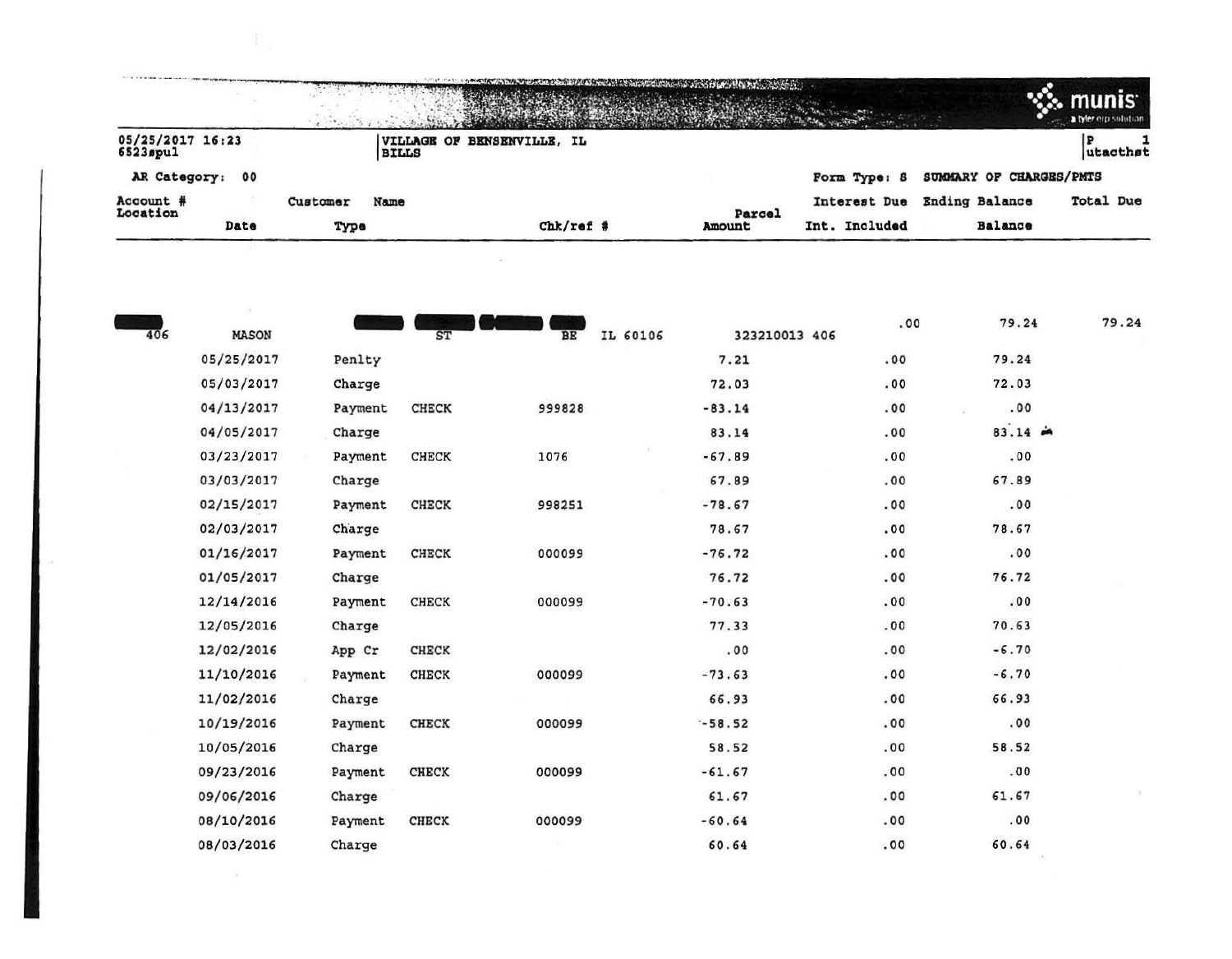05/25/2017 16:23
6523spul

VILLAGE OF BENSENVILLE, IL
BILLS

P 1
utacthst

AR Category: 00

Form Type: S SUMMARY OF CHARGES/PMTS

| Account # / Location | Customer Name / Date | Type | | Chk/ref # | Parcel / Amount | Interest Due / Int. Included | Ending Balance / Balance | Total Due |
|---|---|---|---|---|---|---|---|---|
| 406 | MASON | ST | BE IL 60106 | | 323210013 406 | .00 | 79.24 | 79.24 |
| | 05/25/2017 | Penlty | | | 7.21 | .00 | 79.24 | |
| | 05/03/2017 | Charge | | | 72.03 | .00 | 72.03 | |
| | 04/13/2017 | Payment | CHECK | 999828 | -83.14 | .00 | .00 | |
| | 04/05/2017 | Charge | | | 83.14 | .00 | 83.14 | |
| | 03/23/2017 | Payment | CHECK | 1076 | -67.89 | .00 | .00 | |
| | 03/03/2017 | Charge | | | 67.89 | .00 | 67.89 | |
| | 02/15/2017 | Payment | CHECK | 998251 | -78.67 | .00 | .00 | |
| | 02/03/2017 | Charge | | | 78.67 | .00 | 78.67 | |
| | 01/16/2017 | Payment | CHECK | 000099 | -76.72 | .00 | .00 | |
| | 01/05/2017 | Charge | | | 76.72 | .00 | 76.72 | |
| | 12/14/2016 | Payment | CHECK | 000099 | -70.63 | .00 | .00 | |
| | 12/05/2016 | Charge | | | 77.33 | .00 | 70.63 | |
| | 12/02/2016 | App Cr | CHECK | | .00 | .00 | -6.70 | |
| | 11/10/2016 | Payment | CHECK | 000099 | -73.63 | .00 | -6.70 | |
| | 11/02/2016 | Charge | | | 66.93 | .00 | 66.93 | |
| | 10/19/2016 | Payment | CHECK | 000099 | -58.52 | .00 | .00 | |
| | 10/05/2016 | Charge | | | 58.52 | .00 | 58.52 | |
| | 09/23/2016 | Payment | CHECK | 000099 | -61.67 | .00 | .00 | |
| | 09/06/2016 | Charge | | | 61.67 | .00 | 61.67 | |
| | 08/10/2016 | Payment | CHECK | 000099 | -60.64 | .00 | .00 | |
| | 08/03/2016 | Charge | | | 60.64 | .00 | 60.64 | |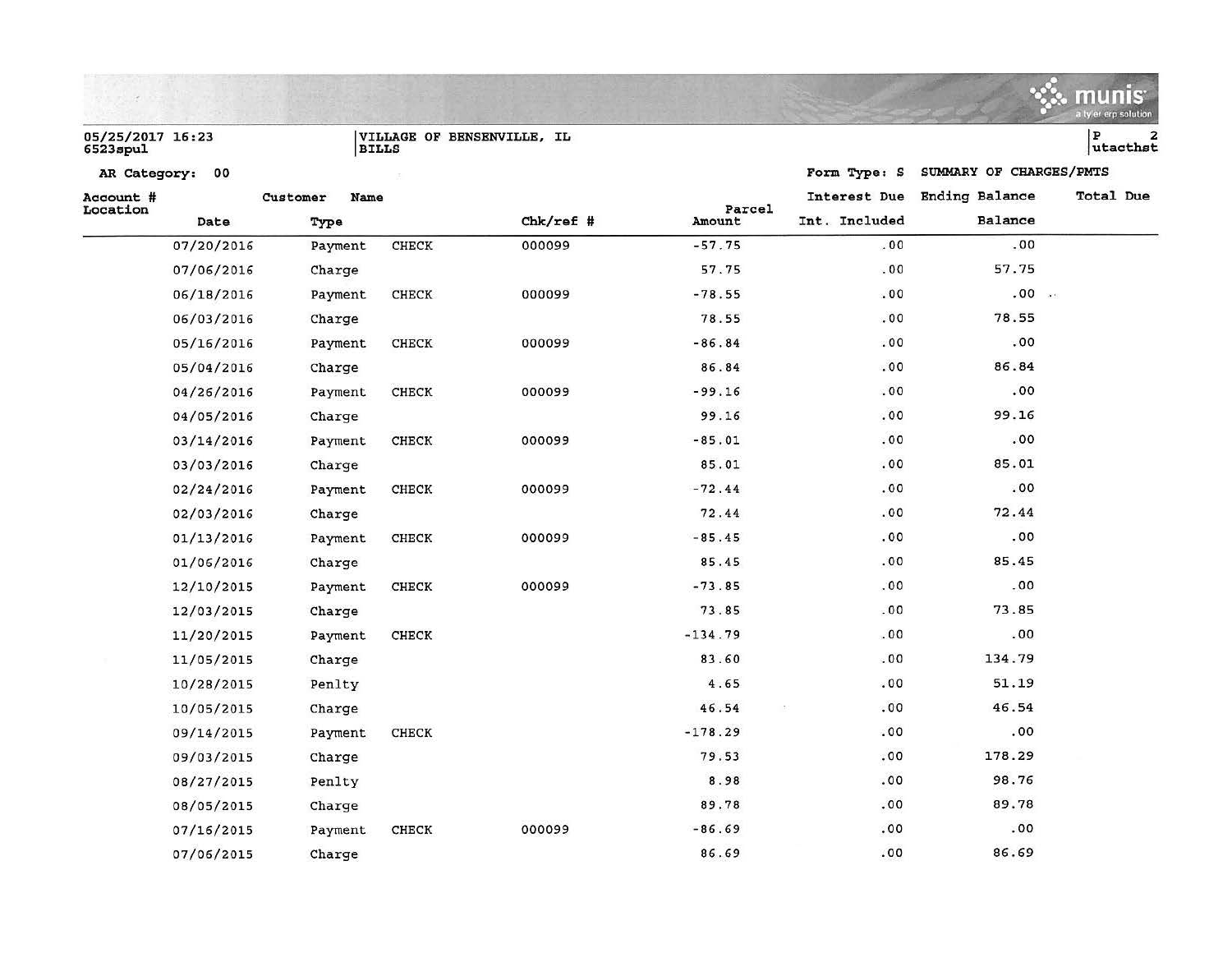05/25/2017 16:23
6523spul

VILLAGE OF BENSENVILLE, IL
BILLS

P 2
utacthst

AR Category: 00 | Form Type: S | SUMMARY OF CHARGES/PMTS

| Account # / Location | Date | Customer Name / Type | | Chk/ref # | Parcel Amount | Interest Due / Int. Included | Ending Balance / Balance | Total Due |
|---|---|---|---|---|---|---|---|---|
| | 07/20/2016 | Payment | CHECK | 000099 | -57.75 | .00 | .00 | |
| | 07/06/2016 | Charge | | | 57.75 | .00 | 57.75 | |
| | 06/18/2016 | Payment | CHECK | 000099 | -78.55 | .00 | .00 | |
| | 06/03/2016 | Charge | | | 78.55 | .00 | 78.55 | |
| | 05/16/2016 | Payment | CHECK | 000099 | -86.84 | .00 | .00 | |
| | 05/04/2016 | Charge | | | 86.84 | .00 | 86.84 | |
| | 04/26/2016 | Payment | CHECK | 000099 | -99.16 | .00 | .00 | |
| | 04/05/2016 | Charge | | | 99.16 | .00 | 99.16 | |
| | 03/14/2016 | Payment | CHECK | 000099 | -85.01 | .00 | .00 | |
| | 03/03/2016 | Charge | | | 85.01 | .00 | 85.01 | |
| | 02/24/2016 | Payment | CHECK | 000099 | -72.44 | .00 | .00 | |
| | 02/03/2016 | Charge | | | 72.44 | .00 | 72.44 | |
| | 01/13/2016 | Payment | CHECK | 000099 | -85.45 | .00 | .00 | |
| | 01/06/2016 | Charge | | | 85.45 | .00 | 85.45 | |
| | 12/10/2015 | Payment | CHECK | 000099 | -73.85 | .00 | .00 | |
| | 12/03/2015 | Charge | | | 73.85 | .00 | 73.85 | |
| | 11/20/2015 | Payment | CHECK | | -134.79 | .00 | .00 | |
| | 11/05/2015 | Charge | | | 83.60 | .00 | 134.79 | |
| | 10/28/2015 | Penlty | | | 4.65 | .00 | 51.19 | |
| | 10/05/2015 | Charge | | | 46.54 | .00 | 46.54 | |
| | 09/14/2015 | Payment | CHECK | | -178.29 | .00 | .00 | |
| | 09/03/2015 | Charge | | | 79.53 | .00 | 178.29 | |
| | 08/27/2015 | Penlty | | | 8.98 | .00 | 98.76 | |
| | 08/05/2015 | Charge | | | 89.78 | .00 | 89.78 | |
| | 07/16/2015 | Payment | CHECK | 000099 | -86.69 | .00 | .00 | |
| | 07/06/2015 | Charge | | | 86.69 | .00 | 86.69 | |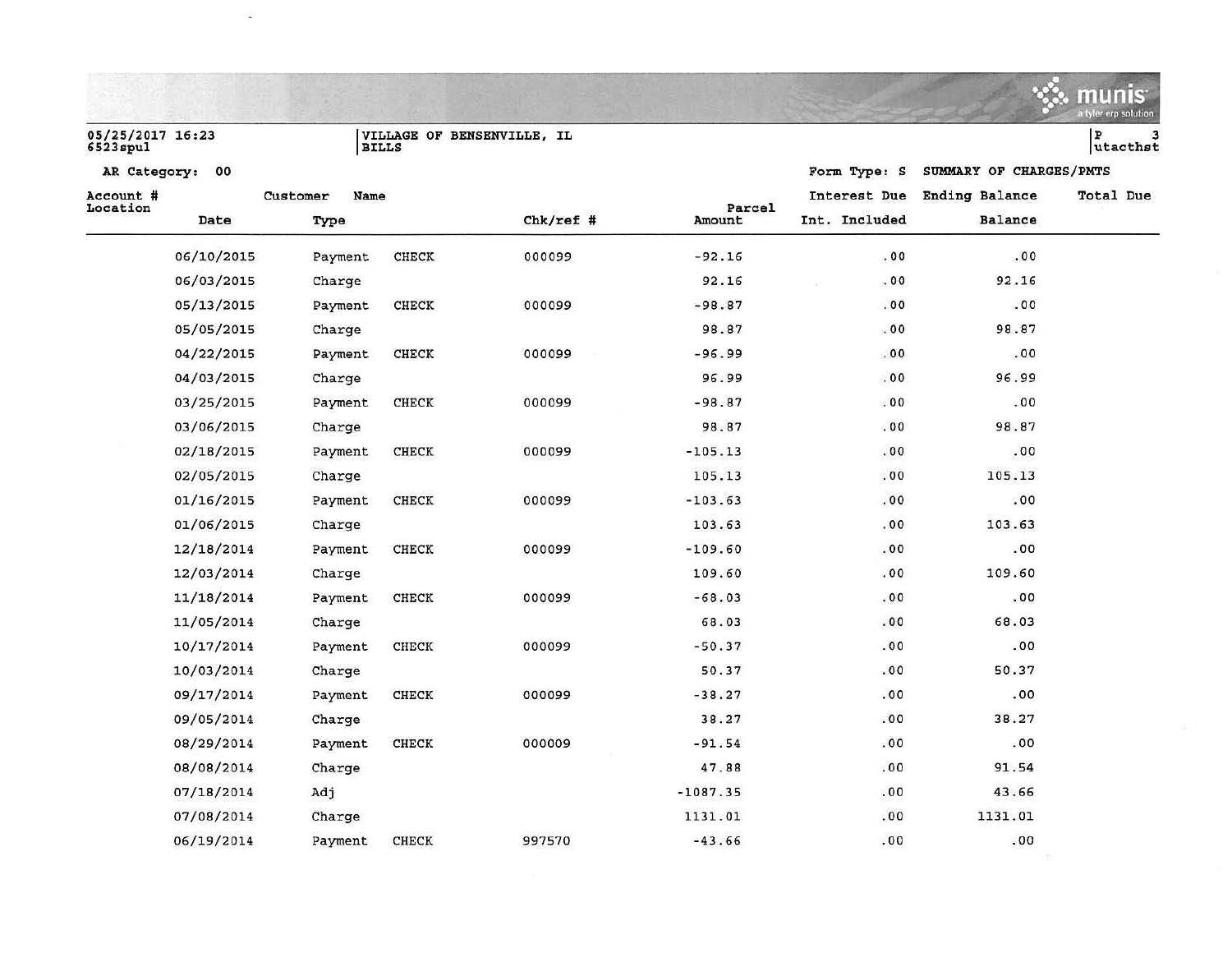05/25/2017 16:23
6523spul

VILLAGE OF BENSENVILLE, IL
BILLS

AR Category: 00

Form Type: S SUMMARY OF CHARGES/PMTS

| Account # Location | Date | Customer Name Type | | Chk/ref # | Parcel Amount | Interest Due Int. Included | Ending Balance Balance | Total Due |
|---|---|---|---|---|---|---|---|---|
| | 06/10/2015 | Payment | CHECK | 000099 | -92.16 | .00 | .00 | |
| | 06/03/2015 | Charge | | | 92.16 | .00 | 92.16 | |
| | 05/13/2015 | Payment | CHECK | 000099 | -98.87 | .00 | .00 | |
| | 05/05/2015 | Charge | | | 98.87 | .00 | 98.87 | |
| | 04/22/2015 | Payment | CHECK | 000099 | -96.99 | .00 | .00 | |
| | 04/03/2015 | Charge | | | 96.99 | .00 | 96.99 | |
| | 03/25/2015 | Payment | CHECK | 000099 | -98.87 | .00 | .00 | |
| | 03/06/2015 | Charge | | | 98.87 | .00 | 98.87 | |
| | 02/18/2015 | Payment | CHECK | 000099 | -105.13 | .00 | .00 | |
| | 02/05/2015 | Charge | | | 105.13 | .00 | 105.13 | |
| | 01/16/2015 | Payment | CHECK | 000099 | -103.63 | .00 | .00 | |
| | 01/06/2015 | Charge | | | 103.63 | .00 | 103.63 | |
| | 12/18/2014 | Payment | CHECK | 000099 | -109.60 | .00 | .00 | |
| | 12/03/2014 | Charge | | | 109.60 | .00 | 109.60 | |
| | 11/18/2014 | Payment | CHECK | 000099 | -68.03 | .00 | .00 | |
| | 11/05/2014 | Charge | | | 68.03 | .00 | 68.03 | |
| | 10/17/2014 | Payment | CHECK | 000099 | -50.37 | .00 | .00 | |
| | 10/03/2014 | Charge | | | 50.37 | .00 | 50.37 | |
| | 09/17/2014 | Payment | CHECK | 000099 | -38.27 | .00 | .00 | |
| | 09/05/2014 | Charge | | | 38.27 | .00 | 38.27 | |
| | 08/29/2014 | Payment | CHECK | 000009 | -91.54 | .00 | .00 | |
| | 08/08/2014 | Charge | | | 47.88 | .00 | 91.54 | |
| | 07/18/2014 | Adj | | | -1087.35 | .00 | 43.66 | |
| | 07/08/2014 | Charge | | | 1131.01 | .00 | 1131.01 | |
| | 06/19/2014 | Payment | CHECK | 997570 | -43.66 | .00 | .00 | |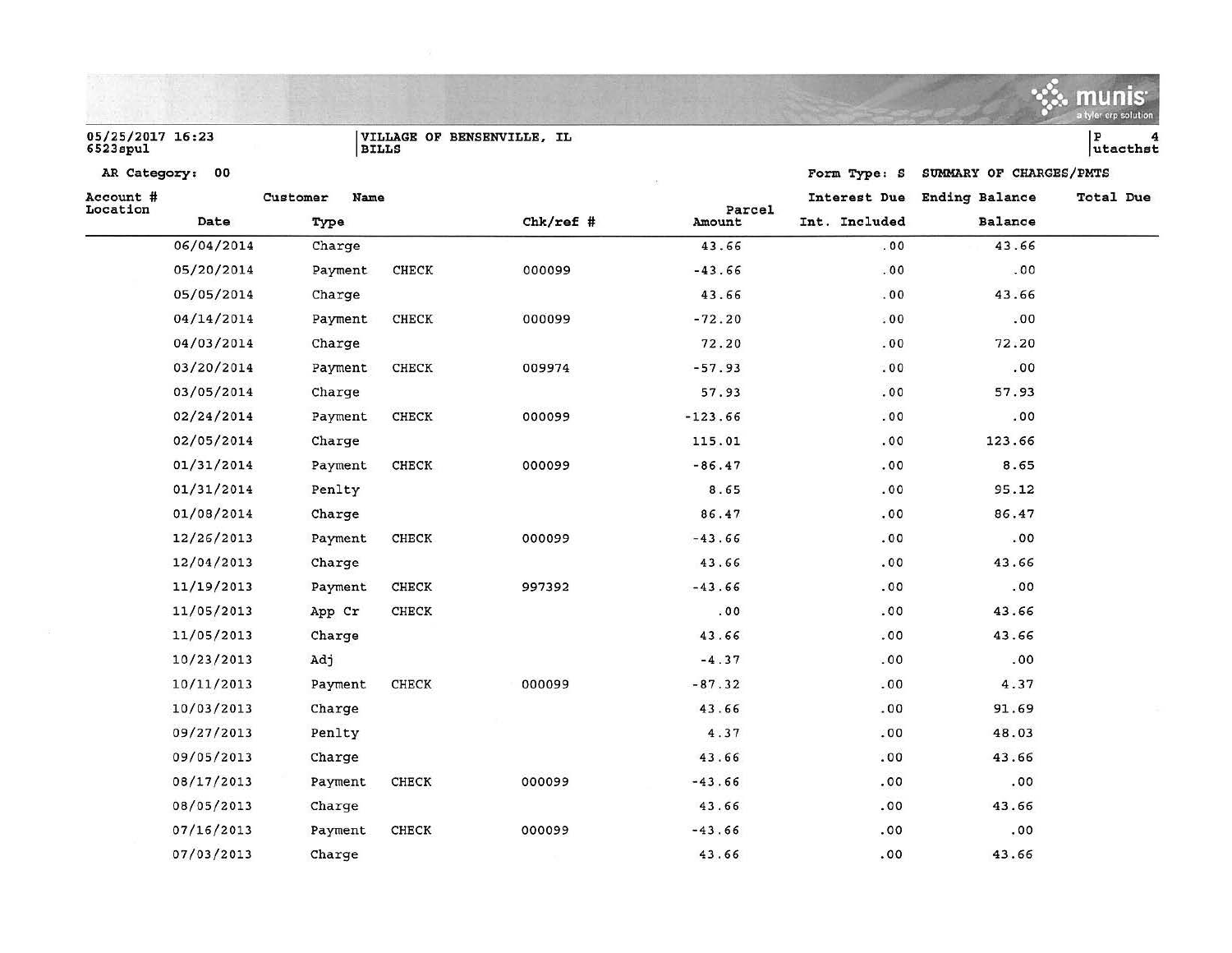05/25/2017 16:23
6523spul

VILLAGE OF BENSENVILLE, IL
BILLS

P 4
utacthst

munis a tyler erp solution

AR Category: 00

Form Type: S SUMMARY OF CHARGES/PMTS

| Account # Location | Date | Customer Name Type | | Chk/ref # | Parcel Amount | Interest Due Int. Included | Ending Balance Balance | Total Due |
|---|---|---|---|---|---|---|---|---|
| | 06/04/2014 | Charge | | | 43.66 | .00 | 43.66 | |
| | 05/20/2014 | Payment | CHECK | 000099 | -43.66 | .00 | .00 | |
| | 05/05/2014 | Charge | | | 43.66 | .00 | 43.66 | |
| | 04/14/2014 | Payment | CHECK | 000099 | -72.20 | .00 | .00 | |
| | 04/03/2014 | Charge | | | 72.20 | .00 | 72.20 | |
| | 03/20/2014 | Payment | CHECK | 009974 | -57.93 | .00 | .00 | |
| | 03/05/2014 | Charge | | | 57.93 | .00 | 57.93 | |
| | 02/24/2014 | Payment | CHECK | 000099 | -123.66 | .00 | .00 | |
| | 02/05/2014 | Charge | | | 115.01 | .00 | 123.66 | |
| | 01/31/2014 | Payment | CHECK | 000099 | -86.47 | .00 | 8.65 | |
| | 01/31/2014 | Penlty | | | 8.65 | .00 | 95.12 | |
| | 01/08/2014 | Charge | | | 86.47 | .00 | 86.47 | |
| | 12/26/2013 | Payment | CHECK | 000099 | -43.66 | .00 | .00 | |
| | 12/04/2013 | Charge | | | 43.66 | .00 | 43.66 | |
| | 11/19/2013 | Payment | CHECK | 997392 | -43.66 | .00 | .00 | |
| | 11/05/2013 | App Cr | CHECK | | .00 | .00 | 43.66 | |
| | 11/05/2013 | Charge | | | 43.66 | .00 | 43.66 | |
| | 10/23/2013 | Adj | | | -4.37 | .00 | .00 | |
| | 10/11/2013 | Payment | CHECK | 000099 | -87.32 | .00 | 4.37 | |
| | 10/03/2013 | Charge | | | 43.66 | .00 | 91.69 | |
| | 09/27/2013 | Penlty | | | 4.37 | .00 | 48.03 | |
| | 09/05/2013 | Charge | | | 43.66 | .00 | 43.66 | |
| | 08/17/2013 | Payment | CHECK | 000099 | -43.66 | .00 | .00 | |
| | 08/05/2013 | Charge | | | 43.66 | .00 | 43.66 | |
| | 07/16/2013 | Payment | CHECK | 000099 | -43.66 | .00 | .00 | |
| | 07/03/2013 | Charge | | | 43.66 | .00 | 43.66 | |